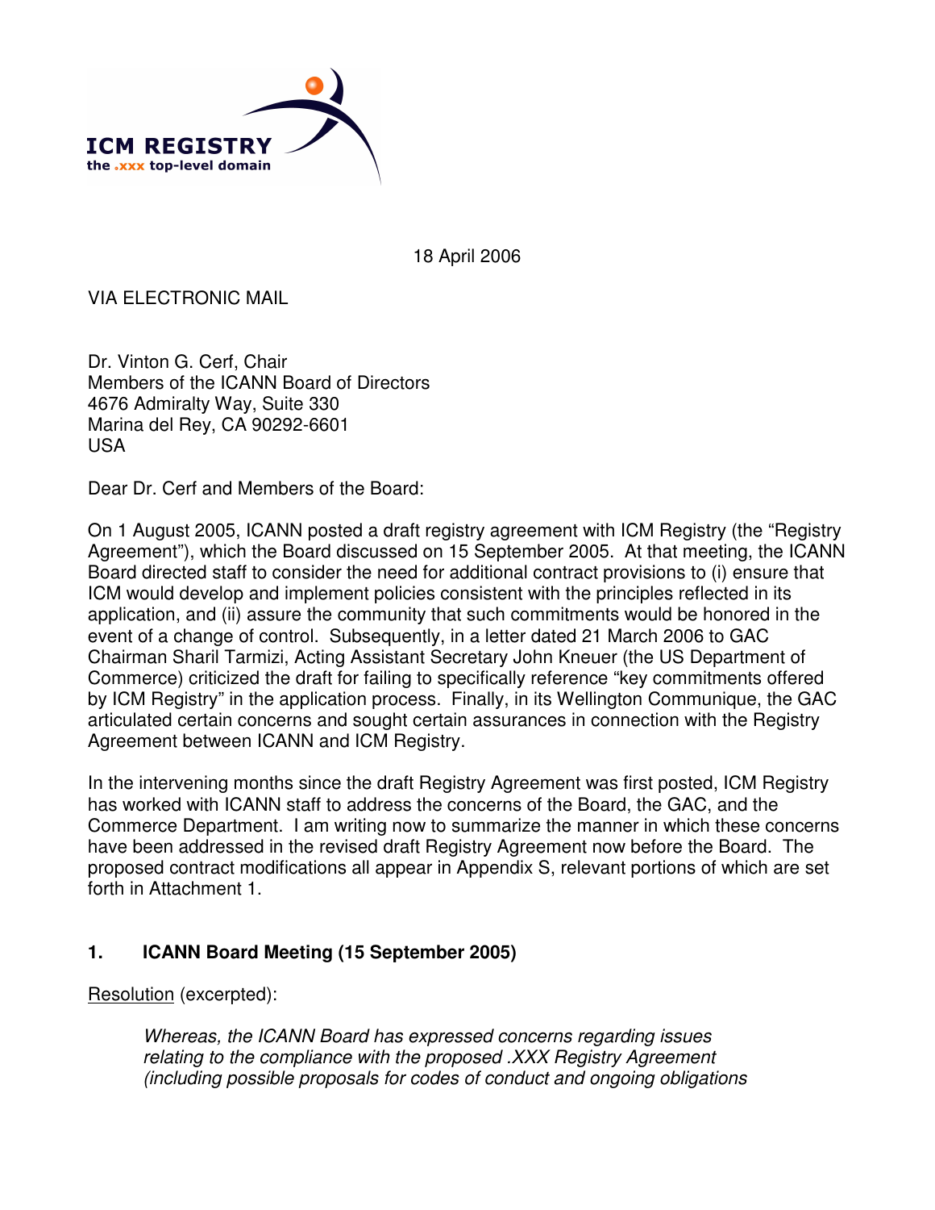ICM REGISTRY
the .xxx top-level domain

18 April 2006

VIA ELECTRONIC MAIL

Dr. Vinton G. Cerf, Chair
Members of the ICANN Board of Directors
4676 Admiralty Way, Suite 330
Marina del Rey, CA 90292-6601
USA

Dear Dr. Cerf and Members of the Board:

On 1 August 2005, ICANN posted a draft registry agreement with ICM Registry (the "Registry Agreement"), which the Board discussed on 15 September 2005. At that meeting, the ICANN Board directed staff to consider the need for additional contract provisions to (i) ensure that ICM would develop and implement policies consistent with the principles reflected in its application, and (ii) assure the community that such commitments would be honored in the event of a change of control. Subsequently, in a letter dated 21 March 2006 to GAC Chairman Sharil Tarmizi, Acting Assistant Secretary John Kneuer (the US Department of Commerce) criticized the draft for failing to specifically reference "key commitments offered by ICM Registry" in the application process. Finally, in its Wellington Communique, the GAC articulated certain concerns and sought certain assurances in connection with the Registry Agreement between ICANN and ICM Registry.

In the intervening months since the draft Registry Agreement was first posted, ICM Registry has worked with ICANN staff to address the concerns of the Board, the GAC, and the Commerce Department. I am writing now to summarize the manner in which these concerns have been addressed in the revised draft Registry Agreement now before the Board. The proposed contract modifications all appear in Appendix S, relevant portions of which are set forth in Attachment 1.

## 1. ICANN Board Meeting (15 September 2005)

<u>Resolution</u> (excerpted):

> *Whereas, the ICANN Board has expressed concerns regarding issues relating to the compliance with the proposed .XXX Registry Agreement (including possible proposals for codes of conduct and ongoing obligations*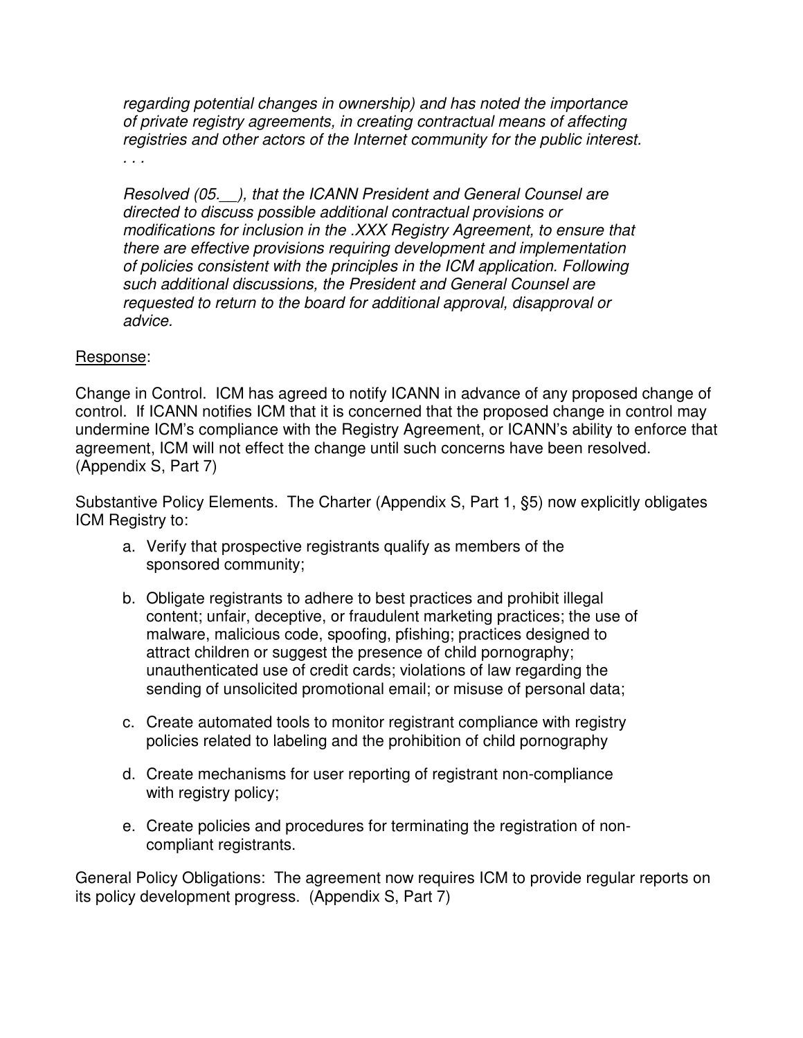*regarding potential changes in ownership) and has noted the importance of private registry agreements, in creating contractual means of affecting registries and other actors of the Internet community for the public interest.*
*. . .*

*Resolved (05.__), that the ICANN President and General Counsel are directed to discuss possible additional contractual provisions or modifications for inclusion in the .XXX Registry Agreement, to ensure that there are effective provisions requiring development and implementation of policies consistent with the principles in the ICM application. Following such additional discussions, the President and General Counsel are requested to return to the board for additional approval, disapproval or advice.*

<u>Response</u>:

Change in Control. ICM has agreed to notify ICANN in advance of any proposed change of control. If ICANN notifies ICM that it is concerned that the proposed change in control may undermine ICM's compliance with the Registry Agreement, or ICANN's ability to enforce that agreement, ICM will not effect the change until such concerns have been resolved. (Appendix S, Part 7)

Substantive Policy Elements. The Charter (Appendix S, Part 1, §5) now explicitly obligates ICM Registry to:

a. Verify that prospective registrants qualify as members of the sponsored community;

b. Obligate registrants to adhere to best practices and prohibit illegal content; unfair, deceptive, or fraudulent marketing practices; the use of malware, malicious code, spoofing, pfishing; practices designed to attract children or suggest the presence of child pornography; unauthenticated use of credit cards; violations of law regarding the sending of unsolicited promotional email; or misuse of personal data;

c. Create automated tools to monitor registrant compliance with registry policies related to labeling and the prohibition of child pornography

d. Create mechanisms for user reporting of registrant non-compliance with registry policy;

e. Create policies and procedures for terminating the registration of non-compliant registrants.

General Policy Obligations: The agreement now requires ICM to provide regular reports on its policy development progress. (Appendix S, Part 7)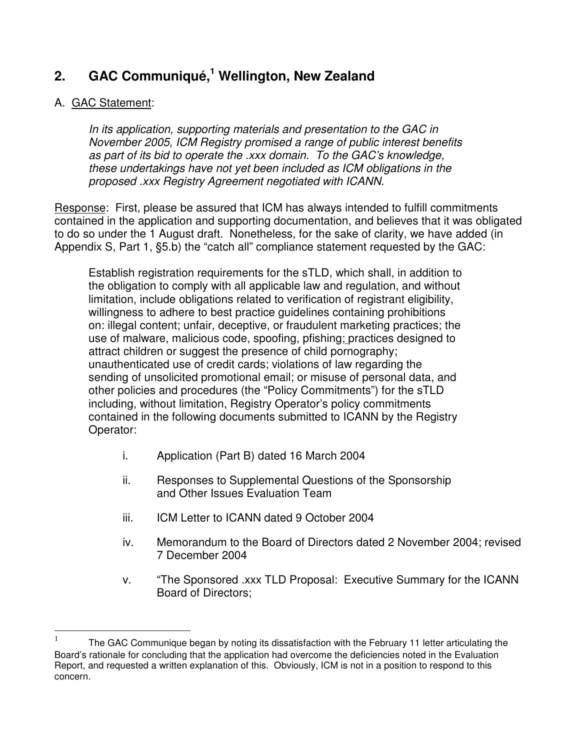## 2. GAC Communiqué,[1] Wellington, New Zealand

A. <u>GAC Statement</u>:

> *In its application, supporting materials and presentation to the GAC in November 2005, ICM Registry promised a range of public interest benefits as part of its bid to operate the .xxx domain. To the GAC's knowledge, these undertakings have not yet been included as ICM obligations in the proposed .xxx Registry Agreement negotiated with ICANN.*

<u>Response</u>: First, please be assured that ICM has always intended to fulfill commitments contained in the application and supporting documentation, and believes that it was obligated to do so under the 1 August draft. Nonetheless, for the sake of clarity, we have added (in Appendix S, Part 1, §5.b) the "catch all" compliance statement requested by the GAC:

> Establish registration requirements for the sTLD, which shall, in addition to the obligation to comply with all applicable law and regulation, and without limitation, include obligations related to verification of registrant eligibility, willingness to adhere to best practice guidelines containing prohibitions on: illegal content; unfair, deceptive, or fraudulent marketing practices; the use of malware, malicious code, spoofing, pfishing; practices designed to attract children or suggest the presence of child pornography; unauthenticated use of credit cards; violations of law regarding the sending of unsolicited promotional email; or misuse of personal data, and other policies and procedures (the "Policy Commitments") for the sTLD including, without limitation, Registry Operator's policy commitments contained in the following documents submitted to ICANN by the Registry Operator:
>
> i. Application (Part B) dated 16 March 2004
>
> ii. Responses to Supplemental Questions of the Sponsorship and Other Issues Evaluation Team
>
> iii. ICM Letter to ICANN dated 9 October 2004
>
> iv. Memorandum to the Board of Directors dated 2 November 2004; revised 7 December 2004
>
> v. "The Sponsored .xxx TLD Proposal: Executive Summary for the ICANN Board of Directors;

---

[1] The GAC Communique began by noting its dissatisfaction with the February 11 letter articulating the Board's rationale for concluding that the application had overcome the deficiencies noted in the Evaluation Report, and requested a written explanation of this. Obviously, ICM is not in a position to respond to this concern.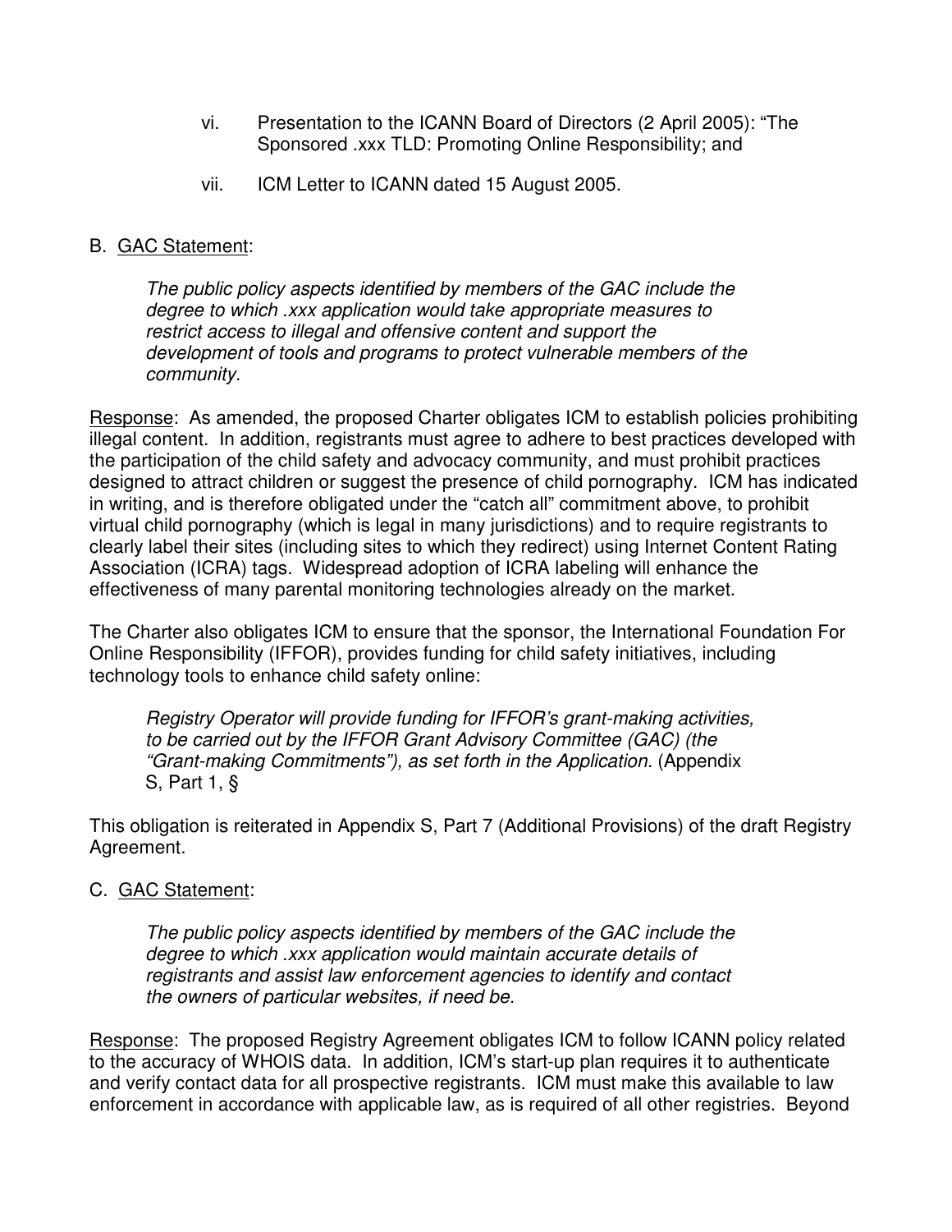vi. Presentation to the ICANN Board of Directors (2 April 2005): "The Sponsored .xxx TLD: Promoting Online Responsibility; and

vii. ICM Letter to ICANN dated 15 August 2005.

B. GAC Statement:

> *The public policy aspects identified by members of the GAC include the degree to which .xxx application would take appropriate measures to restrict access to illegal and offensive content and support the development of tools and programs to protect vulnerable members of the community.*

Response: As amended, the proposed Charter obligates ICM to establish policies prohibiting illegal content. In addition, registrants must agree to adhere to best practices developed with the participation of the child safety and advocacy community, and must prohibit practices designed to attract children or suggest the presence of child pornography. ICM has indicated in writing, and is therefore obligated under the "catch all" commitment above, to prohibit virtual child pornography (which is legal in many jurisdictions) and to require registrants to clearly label their sites (including sites to which they redirect) using Internet Content Rating Association (ICRA) tags. Widespread adoption of ICRA labeling will enhance the effectiveness of many parental monitoring technologies already on the market.

The Charter also obligates ICM to ensure that the sponsor, the International Foundation For Online Responsibility (IFFOR), provides funding for child safety initiatives, including technology tools to enhance child safety online:

> *Registry Operator will provide funding for IFFOR's grant-making activities, to be carried out by the IFFOR Grant Advisory Committee (GAC) (the "Grant-making Commitments"), as set forth in the Application.* (Appendix S, Part 1, §

This obligation is reiterated in Appendix S, Part 7 (Additional Provisions) of the draft Registry Agreement.

C. GAC Statement:

> *The public policy aspects identified by members of the GAC include the degree to which .xxx application would maintain accurate details of registrants and assist law enforcement agencies to identify and contact the owners of particular websites, if need be.*

Response: The proposed Registry Agreement obligates ICM to follow ICANN policy related to the accuracy of WHOIS data. In addition, ICM's start-up plan requires it to authenticate and verify contact data for all prospective registrants. ICM must make this available to law enforcement in accordance with applicable law, as is required of all other registries. Beyond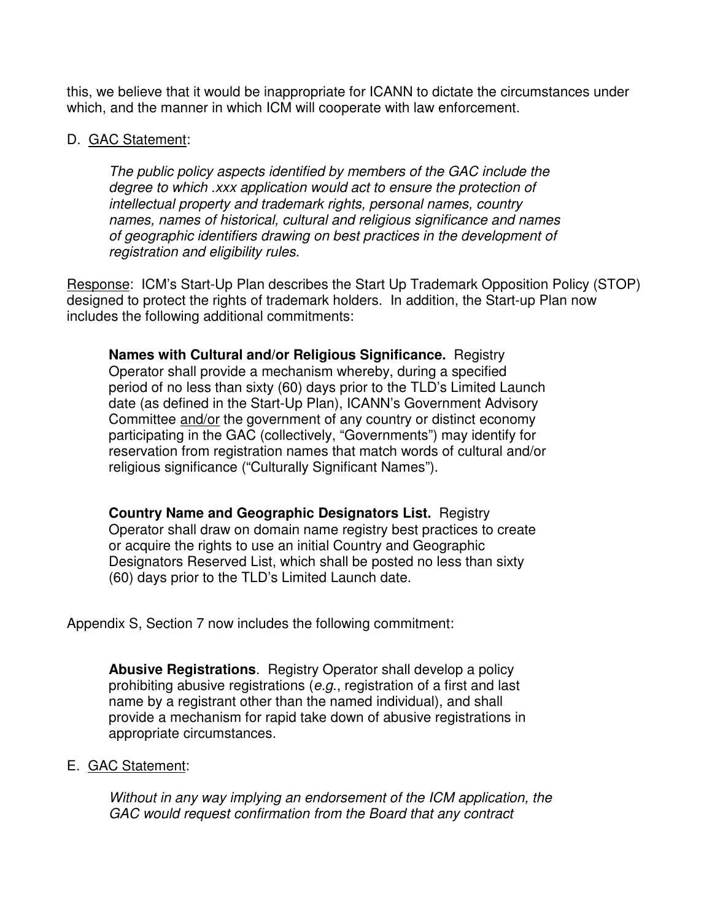this, we believe that it would be inappropriate for ICANN to dictate the circumstances under which, and the manner in which ICM will cooperate with law enforcement.

D. <u>GAC Statement</u>:

> *The public policy aspects identified by members of the GAC include the degree to which .xxx application would act to ensure the protection of intellectual property and trademark rights, personal names, country names, names of historical, cultural and religious significance and names of geographic identifiers drawing on best practices in the development of registration and eligibility rules.*

<u>Response</u>: ICM's Start-Up Plan describes the Start Up Trademark Opposition Policy (STOP) designed to protect the rights of trademark holders. In addition, the Start-up Plan now includes the following additional commitments:

> **Names with Cultural and/or Religious Significance.** Registry Operator shall provide a mechanism whereby, during a specified period of no less than sixty (60) days prior to the TLD's Limited Launch date (as defined in the Start-Up Plan), ICANN's Government Advisory Committee <u>and/or</u> the government of any country or distinct economy participating in the GAC (collectively, "Governments") may identify for reservation from registration names that match words of cultural and/or religious significance ("Culturally Significant Names").

> **Country Name and Geographic Designators List.** Registry Operator shall draw on domain name registry best practices to create or acquire the rights to use an initial Country and Geographic Designators Reserved List, which shall be posted no less than sixty (60) days prior to the TLD's Limited Launch date.

Appendix S, Section 7 now includes the following commitment:

> **Abusive Registrations**. Registry Operator shall develop a policy prohibiting abusive registrations (*e.g.*, registration of a first and last name by a registrant other than the named individual), and shall provide a mechanism for rapid take down of abusive registrations in appropriate circumstances.

E. <u>GAC Statement</u>:

> *Without in any way implying an endorsement of the ICM application, the GAC would request confirmation from the Board that any contract*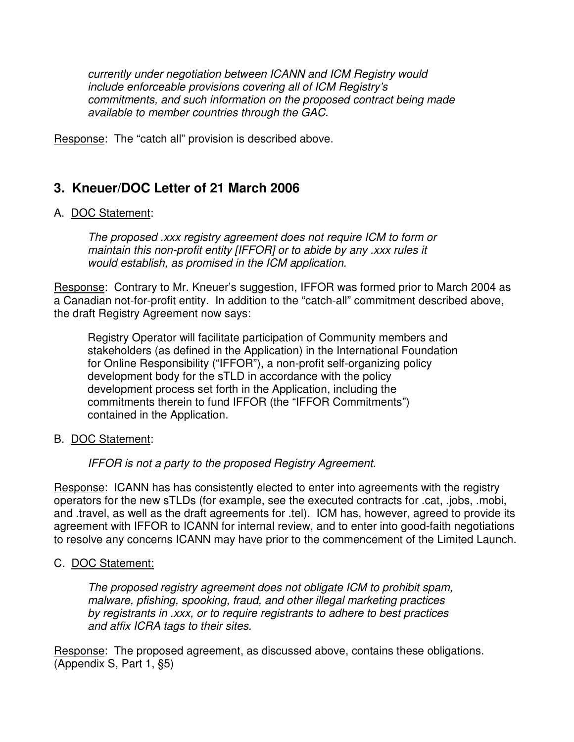*currently under negotiation between ICANN and ICM Registry would include enforceable provisions covering all of ICM Registry's commitments, and such information on the proposed contract being made available to member countries through the GAC.*

Response: The "catch all" provision is described above.

## 3. Kneuer/DOC Letter of 21 March 2006

A. DOC Statement:

> *The proposed .xxx registry agreement does not require ICM to form or maintain this non-profit entity [IFFOR] or to abide by any .xxx rules it would establish, as promised in the ICM application.*

Response: Contrary to Mr. Kneuer's suggestion, IFFOR was formed prior to March 2004 as a Canadian not-for-profit entity. In addition to the "catch-all" commitment described above, the draft Registry Agreement now says:

> Registry Operator will facilitate participation of Community members and stakeholders (as defined in the Application) in the International Foundation for Online Responsibility ("IFFOR"), a non-profit self-organizing policy development body for the sTLD in accordance with the policy development process set forth in the Application, including the commitments therein to fund IFFOR (the "IFFOR Commitments") contained in the Application.

B. DOC Statement:

> *IFFOR is not a party to the proposed Registry Agreement.*

Response: ICANN has has consistently elected to enter into agreements with the registry operators for the new sTLDs (for example, see the executed contracts for .cat, .jobs, .mobi, and .travel, as well as the draft agreements for .tel). ICM has, however, agreed to provide its agreement with IFFOR to ICANN for internal review, and to enter into good-faith negotiations to resolve any concerns ICANN may have prior to the commencement of the Limited Launch.

C. DOC Statement:

> *The proposed registry agreement does not obligate ICM to prohibit spam, malware, pfishing, spooking, fraud, and other illegal marketing practices by registrants in .xxx, or to require registrants to adhere to best practices and affix ICRA tags to their sites.*

Response: The proposed agreement, as discussed above, contains these obligations. (Appendix S, Part 1, §5)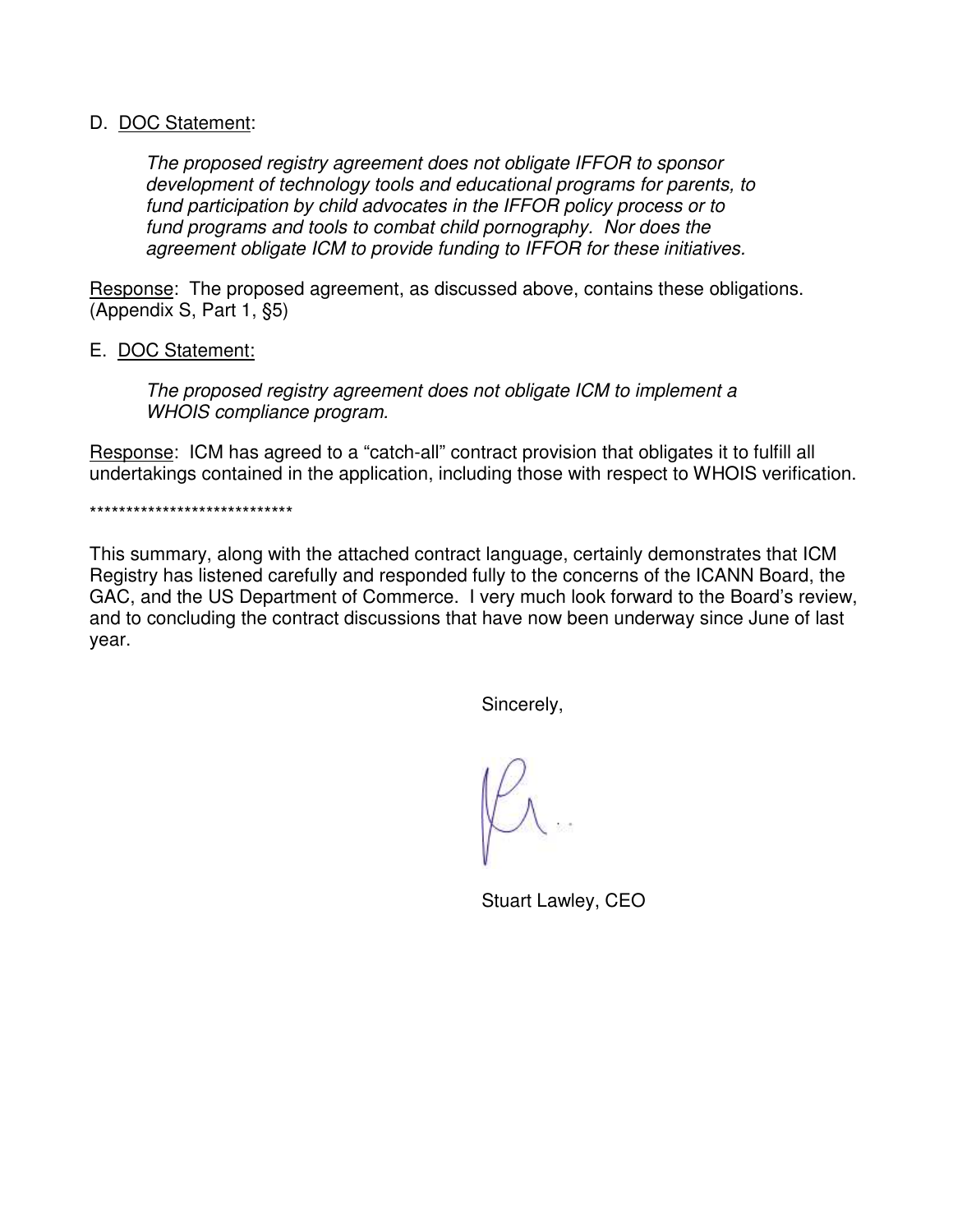D. DOC Statement:

> *The proposed registry agreement does not obligate IFFOR to sponsor development of technology tools and educational programs for parents, to fund participation by child advocates in the IFFOR policy process or to fund programs and tools to combat child pornography. Nor does the agreement obligate ICM to provide funding to IFFOR for these initiatives.*

Response: The proposed agreement, as discussed above, contains these obligations. (Appendix S, Part 1, §5)

E. DOC Statement:

> *The proposed registry agreement does not obligate ICM to implement a WHOIS compliance program.*

Response: ICM has agreed to a "catch-all" contract provision that obligates it to fulfill all undertakings contained in the application, including those with respect to WHOIS verification.

****************************

This summary, along with the attached contract language, certainly demonstrates that ICM Registry has listened carefully and responded fully to the concerns of the ICANN Board, the GAC, and the US Department of Commerce. I very much look forward to the Board's review, and to concluding the contract discussions that have now been underway since June of last year.

Sincerely,

Stuart Lawley, CEO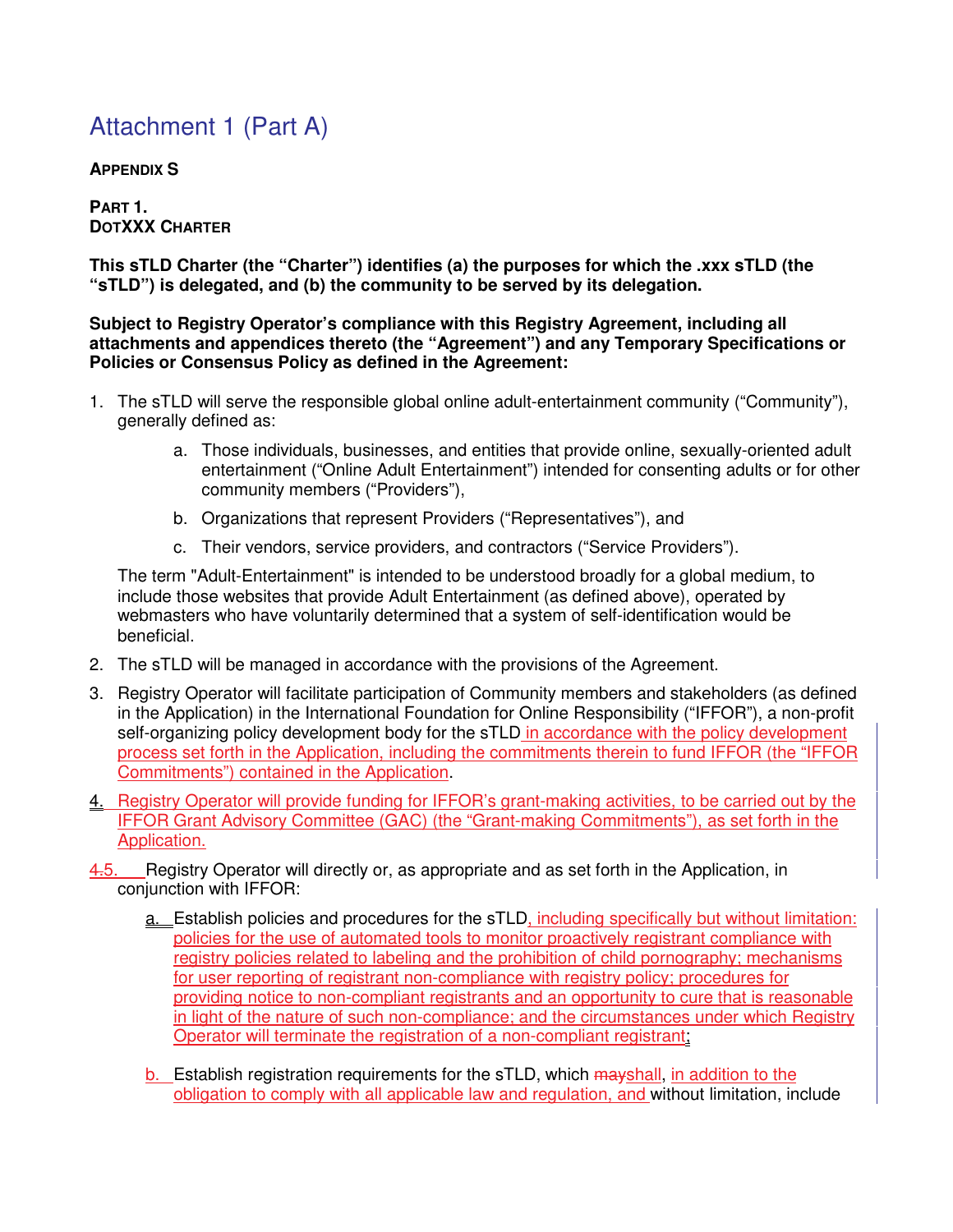# Attachment 1 (Part A)

**APPENDIX S**

**PART 1.**
**DOTXXX CHARTER**

**This sTLD Charter (the "Charter") identifies (a) the purposes for which the .xxx sTLD (the "sTLD") is delegated, and (b) the community to be served by its delegation.**

**Subject to Registry Operator's compliance with this Registry Agreement, including all attachments and appendices thereto (the "Agreement") and any Temporary Specifications or Policies or Consensus Policy as defined in the Agreement:**

1. The sTLD will serve the responsible global online adult-entertainment community ("Community"), generally defined as:

    a. Those individuals, businesses, and entities that provide online, sexually-oriented adult entertainment ("Online Adult Entertainment") intended for consenting adults or for other community members ("Providers"),

    b. Organizations that represent Providers ("Representatives"), and

    c. Their vendors, service providers, and contractors ("Service Providers").

    The term "Adult-Entertainment" is intended to be understood broadly for a global medium, to include those websites that provide Adult Entertainment (as defined above), operated by webmasters who have voluntarily determined that a system of self-identification would be beneficial.

2. The sTLD will be managed in accordance with the provisions of the Agreement.

3. Registry Operator will facilitate participation of Community members and stakeholders (as defined in the Application) in the International Foundation for Online Responsibility ("IFFOR"), a non-profit self-organizing policy development body for the sTLD in accordance with the policy development process set forth in the Application, including the commitments therein to fund IFFOR (the "IFFOR Commitments") contained in the Application.

4. Registry Operator will provide funding for IFFOR's grant-making activities, to be carried out by the IFFOR Grant Advisory Committee (GAC) (the "Grant-making Commitments"), as set forth in the Application.

~~4.~~5. Registry Operator will directly or, as appropriate and as set forth in the Application, in conjunction with IFFOR:

    a. Establish policies and procedures for the sTLD, including specifically but without limitation: policies for the use of automated tools to monitor proactively registrant compliance with registry policies related to labeling and the prohibition of child pornography; mechanisms for user reporting of registrant non-compliance with registry policy; procedures for providing notice to non-compliant registrants and an opportunity to cure that is reasonable in light of the nature of such non-compliance; and the circumstances under which Registry Operator will terminate the registration of a non-compliant registrant;

    b. Establish registration requirements for the sTLD, which ~~may~~shall, in addition to the obligation to comply with all applicable law and regulation, and without limitation, include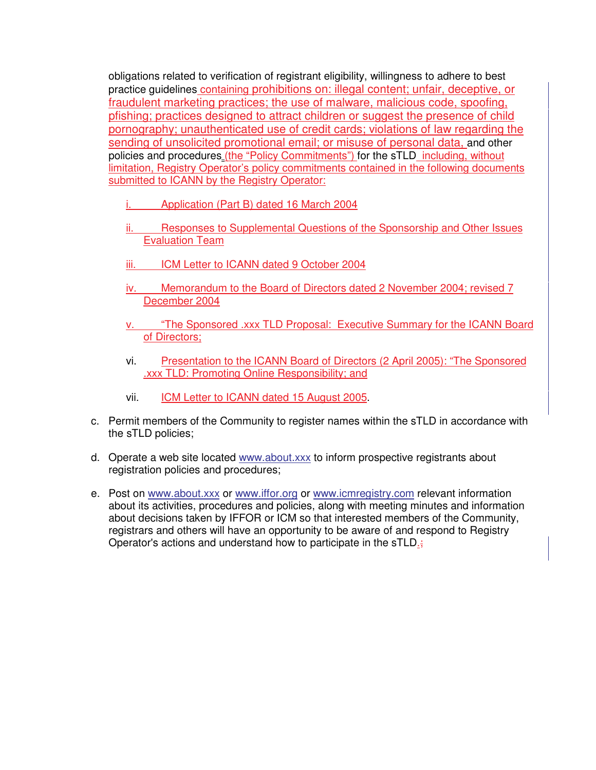obligations related to verification of registrant eligibility, willingness to adhere to best practice guidelines containing prohibitions on: illegal content; unfair, deceptive, or fraudulent marketing practices; the use of malware, malicious code, spoofing, pfishing; practices designed to attract children or suggest the presence of child pornography; unauthenticated use of credit cards; violations of law regarding the sending of unsolicited promotional email; or misuse of personal data, and other policies and procedures (the "Policy Commitments") for the sTLD including, without limitation, Registry Operator's policy commitments contained in the following documents submitted to ICANN by the Registry Operator:

i. Application (Part B) dated 16 March 2004

ii. Responses to Supplemental Questions of the Sponsorship and Other Issues Evaluation Team

iii. ICM Letter to ICANN dated 9 October 2004

iv. Memorandum to the Board of Directors dated 2 November 2004; revised 7 December 2004

v. "The Sponsored .xxx TLD Proposal: Executive Summary for the ICANN Board of Directors;

vi. Presentation to the ICANN Board of Directors (2 April 2005): "The Sponsored .xxx TLD: Promoting Online Responsibility; and

vii. ICM Letter to ICANN dated 15 August 2005.

c. Permit members of the Community to register names within the sTLD in accordance with the sTLD policies;

d. Operate a web site located www.about.xxx to inform prospective registrants about registration policies and procedures;

e. Post on www.about.xxx or www.iffor.org or www.icmregistry.com relevant information about its activities, procedures and policies, along with meeting minutes and information about decisions taken by IFFOR or ICM so that interested members of the Community, registrars and others will have an opportunity to be aware of and respond to Registry Operator's actions and understand how to participate in the sTLD.;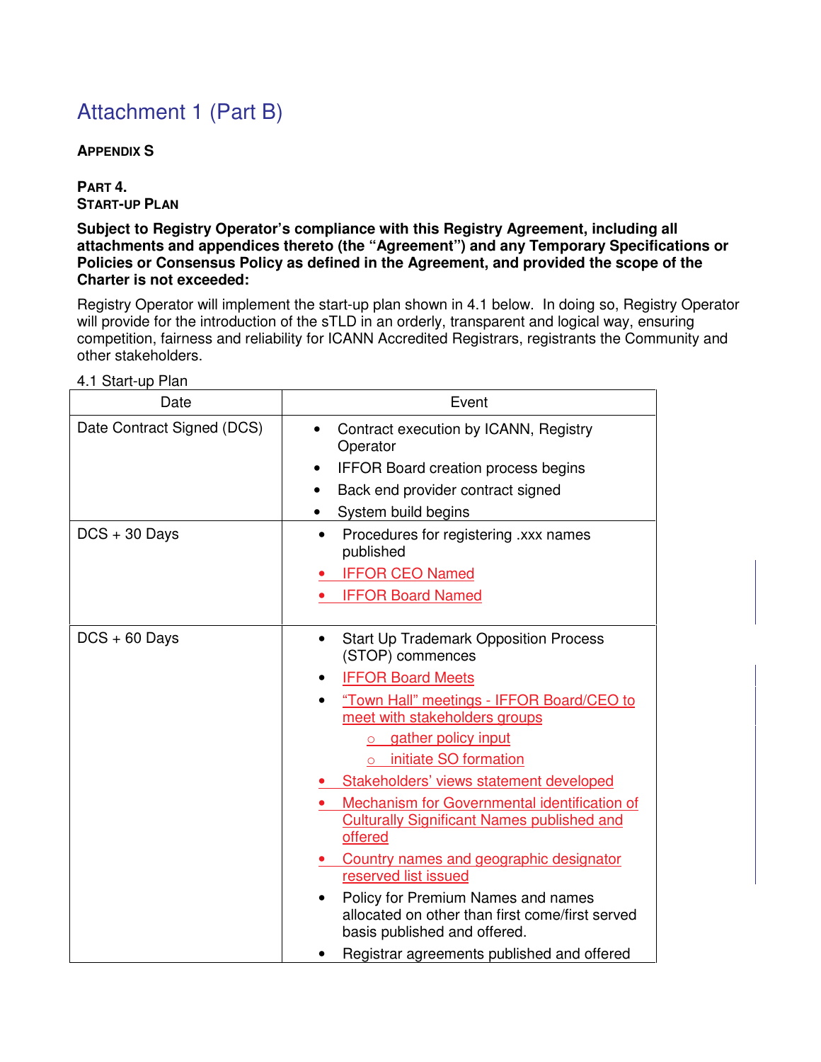# Attachment 1 (Part B)

**APPENDIX S**

**PART 4.**
**START-UP PLAN**

**Subject to Registry Operator's compliance with this Registry Agreement, including all attachments and appendices thereto (the "Agreement") and any Temporary Specifications or Policies or Consensus Policy as defined in the Agreement, and provided the scope of the Charter is not exceeded:**

Registry Operator will implement the start-up plan shown in 4.1 below. In doing so, Registry Operator will provide for the introduction of the sTLD in an orderly, transparent and logical way, ensuring competition, fairness and reliability for ICANN Accredited Registrars, registrants the Community and other stakeholders.

4.1 Start-up Plan

| Date | Event |
|---|---|
| Date Contract Signed (DCS) | • Contract execution by ICANN, Registry Operator<br>• IFFOR Board creation process begins<br>• Back end provider contract signed<br>• System build begins |
| DCS + 30 Days | • Procedures for registering .xxx names published<br>• IFFOR CEO Named<br>• IFFOR Board Named |
| DCS + 60 Days | • Start Up Trademark Opposition Process (STOP) commences<br>• IFFOR Board Meets<br>• "Town Hall" meetings - IFFOR Board/CEO to meet with stakeholders groups<br>&nbsp;&nbsp;&nbsp;&nbsp;○ gather policy input<br>&nbsp;&nbsp;&nbsp;&nbsp;○ initiate SO formation<br>• Stakeholders' views statement developed<br>• Mechanism for Governmental identification of Culturally Significant Names published and offered<br>• Country names and geographic designator reserved list issued<br>• Policy for Premium Names and names allocated on other than first come/first served basis published and offered.<br>• Registrar agreements published and offered |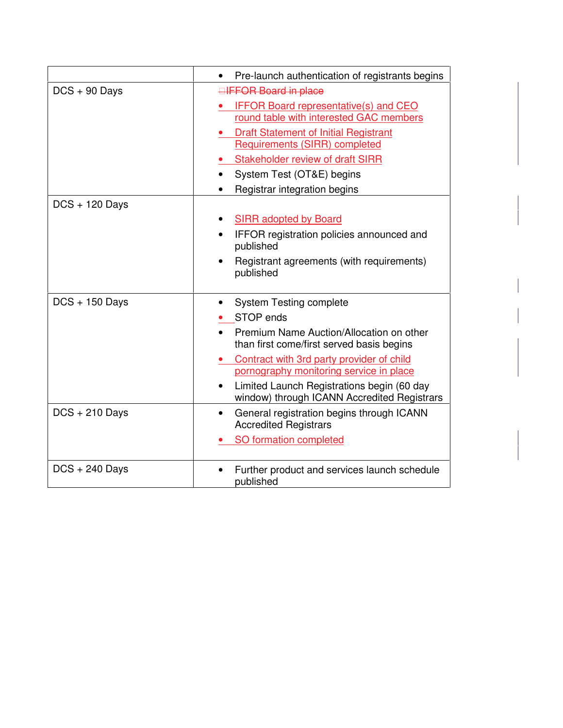| | |
|---|---|
| | • Pre-launch authentication of registrants begins |
| DCS + 90 Days | ~~IFFOR Board in place~~<br>• IFFOR Board representative(s) and CEO round table with interested GAC members<br>• Draft Statement of Initial Registrant Requirements (SIRR) completed<br>• Stakeholder review of draft SIRR<br>• System Test (OT&E) begins<br>• Registrar integration begins |
| DCS + 120 Days | • SIRR adopted by Board<br>• IFFOR registration policies announced and published<br>• Registrant agreements (with requirements) published |
| DCS + 150 Days | • System Testing complete<br>• STOP ends<br>• Premium Name Auction/Allocation on other than first come/first served basis begins<br>• Contract with 3rd party provider of child pornography monitoring service in place<br>• Limited Launch Registrations begin (60 day window) through ICANN Accredited Registrars |
| DCS + 210 Days | • General registration begins through ICANN Accredited Registrars<br>• SO formation completed |
| DCS + 240 Days | • Further product and services launch schedule published |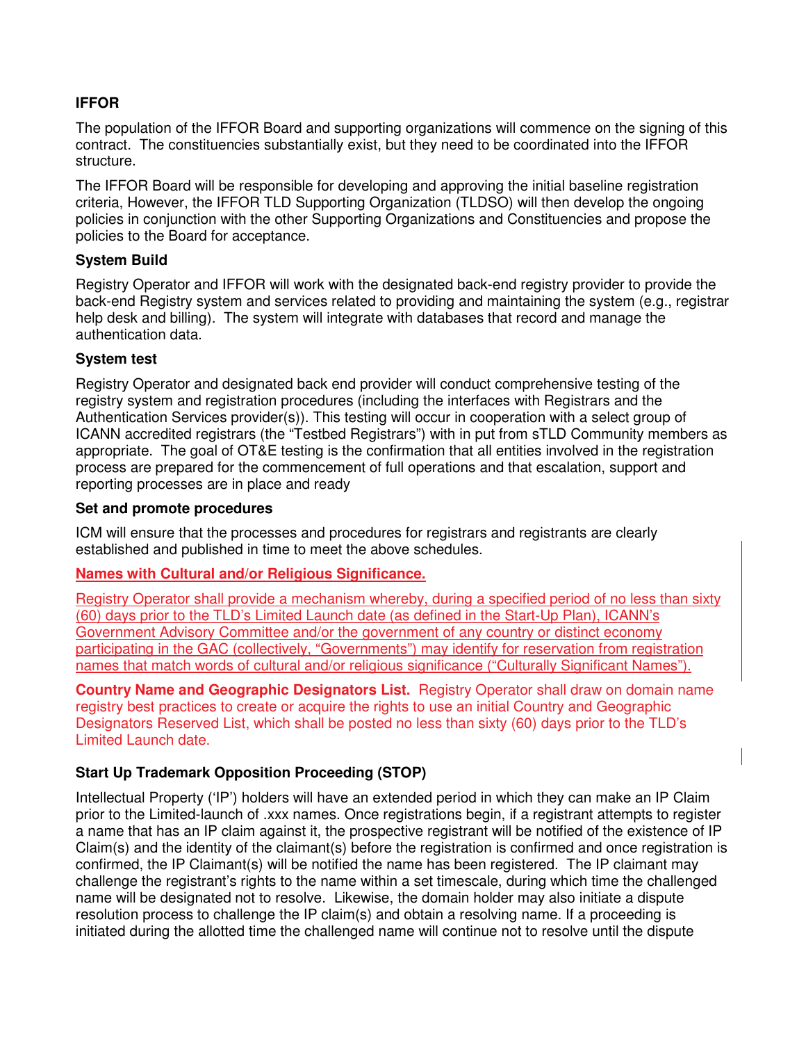**IFFOR**

The population of the IFFOR Board and supporting organizations will commence on the signing of this contract. The constituencies substantially exist, but they need to be coordinated into the IFFOR structure.

The IFFOR Board will be responsible for developing and approving the initial baseline registration criteria, However, the IFFOR TLD Supporting Organization (TLDSO) will then develop the ongoing policies in conjunction with the other Supporting Organizations and Constituencies and propose the policies to the Board for acceptance.

**System Build**

Registry Operator and IFFOR will work with the designated back-end registry provider to provide the back-end Registry system and services related to providing and maintaining the system (e.g., registrar help desk and billing). The system will integrate with databases that record and manage the authentication data.

**System test**

Registry Operator and designated back end provider will conduct comprehensive testing of the registry system and registration procedures (including the interfaces with Registrars and the Authentication Services provider(s)). This testing will occur in cooperation with a select group of ICANN accredited registrars (the "Testbed Registrars") with in put from sTLD Community members as appropriate. The goal of OT&E testing is the confirmation that all entities involved in the registration process are prepared for the commencement of full operations and that escalation, support and reporting processes are in place and ready

**Set and promote procedures**

ICM will ensure that the processes and procedures for registrars and registrants are clearly established and published in time to meet the above schedules.

**Names with Cultural and/or Religious Significance.**

Registry Operator shall provide a mechanism whereby, during a specified period of no less than sixty (60) days prior to the TLD's Limited Launch date (as defined in the Start-Up Plan), ICANN's Government Advisory Committee and/or the government of any country or distinct economy participating in the GAC (collectively, "Governments") may identify for reservation from registration names that match words of cultural and/or religious significance ("Culturally Significant Names").

**Country Name and Geographic Designators List.** Registry Operator shall draw on domain name registry best practices to create or acquire the rights to use an initial Country and Geographic Designators Reserved List, which shall be posted no less than sixty (60) days prior to the TLD's Limited Launch date.

**Start Up Trademark Opposition Proceeding (STOP)**

Intellectual Property ('IP') holders will have an extended period in which they can make an IP Claim prior to the Limited-launch of .xxx names. Once registrations begin, if a registrant attempts to register a name that has an IP claim against it, the prospective registrant will be notified of the existence of IP Claim(s) and the identity of the claimant(s) before the registration is confirmed and once registration is confirmed, the IP Claimant(s) will be notified the name has been registered. The IP claimant may challenge the registrant's rights to the name within a set timescale, during which time the challenged name will be designated not to resolve. Likewise, the domain holder may also initiate a dispute resolution process to challenge the IP claim(s) and obtain a resolving name. If a proceeding is initiated during the allotted time the challenged name will continue not to resolve until the dispute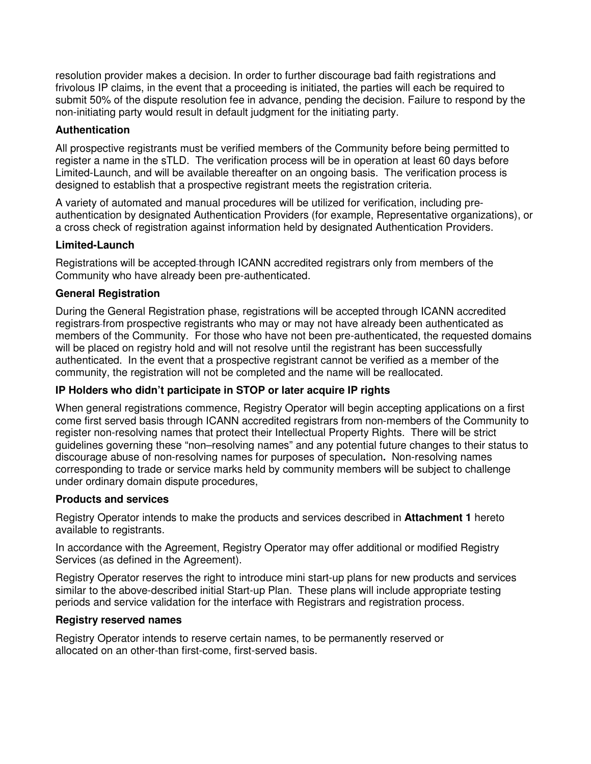resolution provider makes a decision. In order to further discourage bad faith registrations and frivolous IP claims, in the event that a proceeding is initiated, the parties will each be required to submit 50% of the dispute resolution fee in advance, pending the decision. Failure to respond by the non-initiating party would result in default judgment for the initiating party.

### Authentication

All prospective registrants must be verified members of the Community before being permitted to register a name in the sTLD. The verification process will be in operation at least 60 days before Limited-Launch, and will be available thereafter on an ongoing basis. The verification process is designed to establish that a prospective registrant meets the registration criteria.

A variety of automated and manual procedures will be utilized for verification, including pre-authentication by designated Authentication Providers (for example, Representative organizations), or a cross check of registration against information held by designated Authentication Providers.

### Limited-Launch

Registrations will be accepted through ICANN accredited registrars only from members of the Community who have already been pre-authenticated.

### General Registration

During the General Registration phase, registrations will be accepted through ICANN accredited registrars from prospective registrants who may or may not have already been authenticated as members of the Community. For those who have not been pre-authenticated, the requested domains will be placed on registry hold and will not resolve until the registrant has been successfully authenticated. In the event that a prospective registrant cannot be verified as a member of the community, the registration will not be completed and the name will be reallocated.

### IP Holders who didn't participate in STOP or later acquire IP rights

When general registrations commence, Registry Operator will begin accepting applications on a first come first served basis through ICANN accredited registrars from non-members of the Community to register non-resolving names that protect their Intellectual Property Rights. There will be strict guidelines governing these "non–resolving names" and any potential future changes to their status to discourage abuse of non-resolving names for purposes of speculation**.** Non-resolving names corresponding to trade or service marks held by community members will be subject to challenge under ordinary domain dispute procedures,

### Products and services

Registry Operator intends to make the products and services described in **Attachment 1** hereto available to registrants.

In accordance with the Agreement, Registry Operator may offer additional or modified Registry Services (as defined in the Agreement).

Registry Operator reserves the right to introduce mini start-up plans for new products and services similar to the above-described initial Start-up Plan. These plans will include appropriate testing periods and service validation for the interface with Registrars and registration process.

### Registry reserved names

Registry Operator intends to reserve certain names, to be permanently reserved or allocated on an other-than first-come, first-served basis.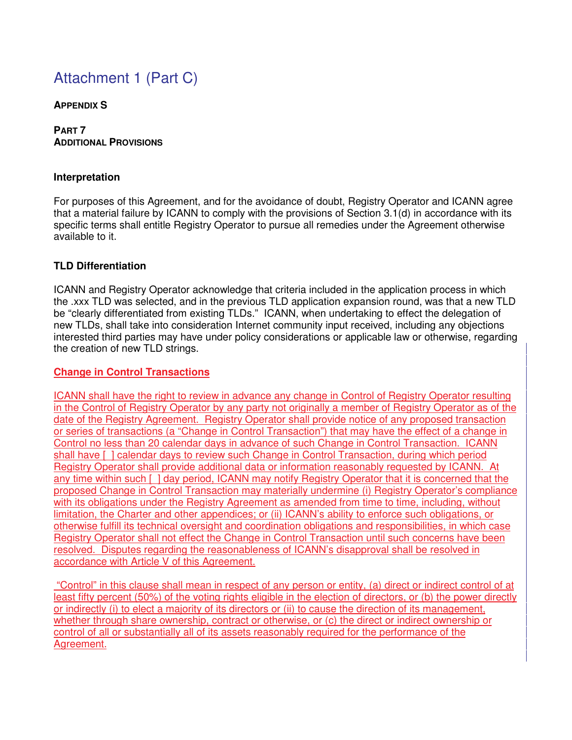# Attachment 1 (Part C)

**APPENDIX S**

**PART 7**
**ADDITIONAL PROVISIONS**

**Interpretation**

For purposes of this Agreement, and for the avoidance of doubt, Registry Operator and ICANN agree that a material failure by ICANN to comply with the provisions of Section 3.1(d) in accordance with its specific terms shall entitle Registry Operator to pursue all remedies under the Agreement otherwise available to it.

**TLD Differentiation**

ICANN and Registry Operator acknowledge that criteria included in the application process in which the .xxx TLD was selected, and in the previous TLD application expansion round, was that a new TLD be "clearly differentiated from existing TLDs." ICANN, when undertaking to effect the delegation of new TLDs, shall take into consideration Internet community input received, including any objections interested third parties may have under policy considerations or applicable law or otherwise, regarding the creation of new TLD strings.

**Change in Control Transactions**

ICANN shall have the right to review in advance any change in Control of Registry Operator resulting in the Control of Registry Operator by any party not originally a member of Registry Operator as of the date of the Registry Agreement. Registry Operator shall provide notice of any proposed transaction or series of transactions (a "Change in Control Transaction") that may have the effect of a change in Control no less than 20 calendar days in advance of such Change in Control Transaction. ICANN shall have [ ] calendar days to review such Change in Control Transaction, during which period Registry Operator shall provide additional data or information reasonably requested by ICANN. At any time within such [ ] day period, ICANN may notify Registry Operator that it is concerned that the proposed Change in Control Transaction may materially undermine (i) Registry Operator's compliance with its obligations under the Registry Agreement as amended from time to time, including, without limitation, the Charter and other appendices; or (ii) ICANN's ability to enforce such obligations, or otherwise fulfill its technical oversight and coordination obligations and responsibilities, in which case Registry Operator shall not effect the Change in Control Transaction until such concerns have been resolved. Disputes regarding the reasonableness of ICANN's disapproval shall be resolved in accordance with Article V of this Agreement.

"Control" in this clause shall mean in respect of any person or entity, (a) direct or indirect control of at least fifty percent (50%) of the voting rights eligible in the election of directors, or (b) the power directly or indirectly (i) to elect a majority of its directors or (ii) to cause the direction of its management, whether through share ownership, contract or otherwise, or (c) the direct or indirect ownership or control of all or substantially all of its assets reasonably required for the performance of the Agreement.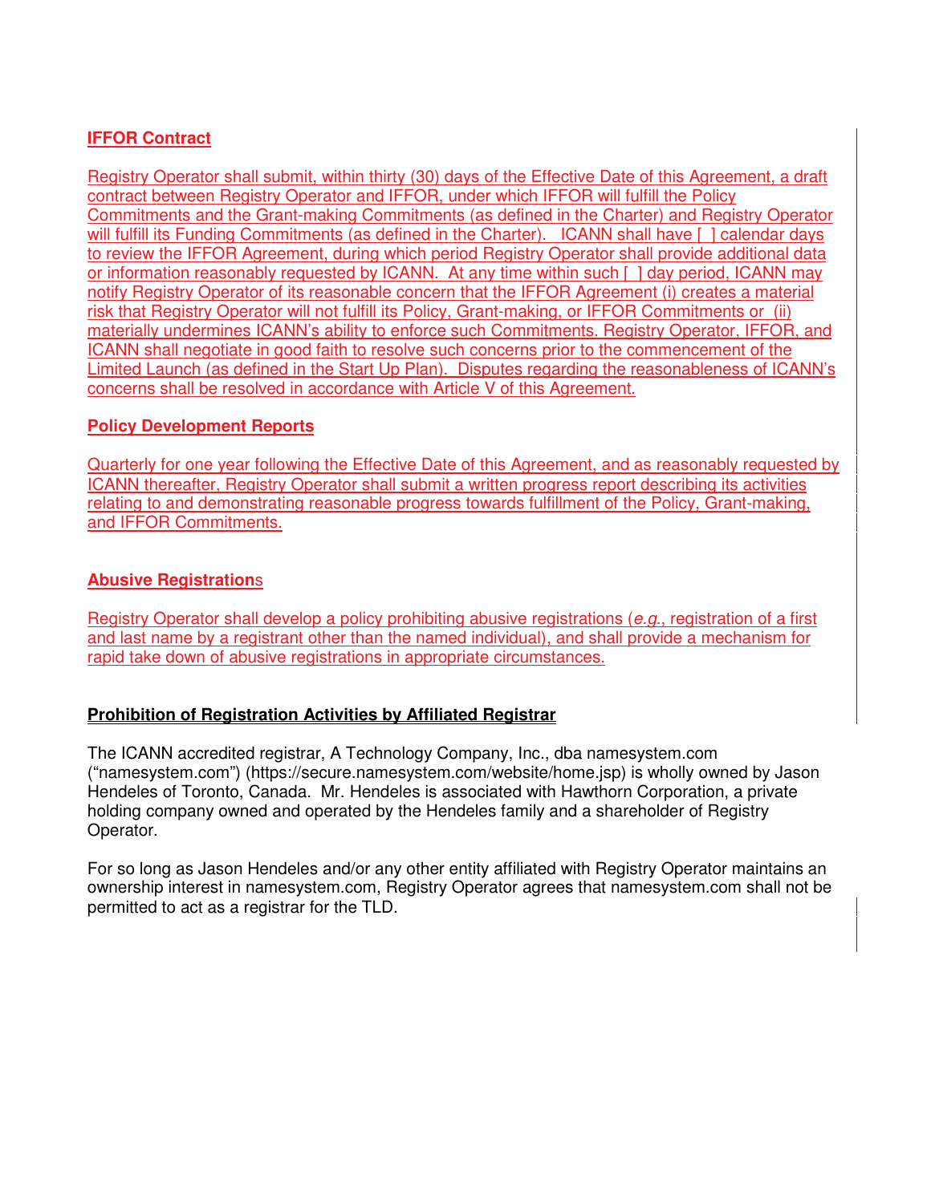**IFFOR Contract**

Registry Operator shall submit, within thirty (30) days of the Effective Date of this Agreement, a draft contract between Registry Operator and IFFOR, under which IFFOR will fulfill the Policy Commitments and the Grant-making Commitments (as defined in the Charter) and Registry Operator will fulfill its Funding Commitments (as defined in the Charter). ICANN shall have [ ] calendar days to review the IFFOR Agreement, during which period Registry Operator shall provide additional data or information reasonably requested by ICANN. At any time within such [ ] day period, ICANN may notify Registry Operator of its reasonable concern that the IFFOR Agreement (i) creates a material risk that Registry Operator will not fulfill its Policy, Grant-making, or IFFOR Commitments or (ii) materially undermines ICANN's ability to enforce such Commitments. Registry Operator, IFFOR, and ICANN shall negotiate in good faith to resolve such concerns prior to the commencement of the Limited Launch (as defined in the Start Up Plan). Disputes regarding the reasonableness of ICANN's concerns shall be resolved in accordance with Article V of this Agreement.

**Policy Development Reports**

Quarterly for one year following the Effective Date of this Agreement, and as reasonably requested by ICANN thereafter, Registry Operator shall submit a written progress report describing its activities relating to and demonstrating reasonable progress towards fulfillment of the Policy, Grant-making, and IFFOR Commitments.

**Abusive Registrations**

Registry Operator shall develop a policy prohibiting abusive registrations (*e.g.*, registration of a first and last name by a registrant other than the named individual), and shall provide a mechanism for rapid take down of abusive registrations in appropriate circumstances.

**Prohibition of Registration Activities by Affiliated Registrar**

The ICANN accredited registrar, A Technology Company, Inc., dba namesystem.com ("namesystem.com") (https://secure.namesystem.com/website/home.jsp) is wholly owned by Jason Hendeles of Toronto, Canada. Mr. Hendeles is associated with Hawthorn Corporation, a private holding company owned and operated by the Hendeles family and a shareholder of Registry Operator.

For so long as Jason Hendeles and/or any other entity affiliated with Registry Operator maintains an ownership interest in namesystem.com, Registry Operator agrees that namesystem.com shall not be permitted to act as a registrar for the TLD.